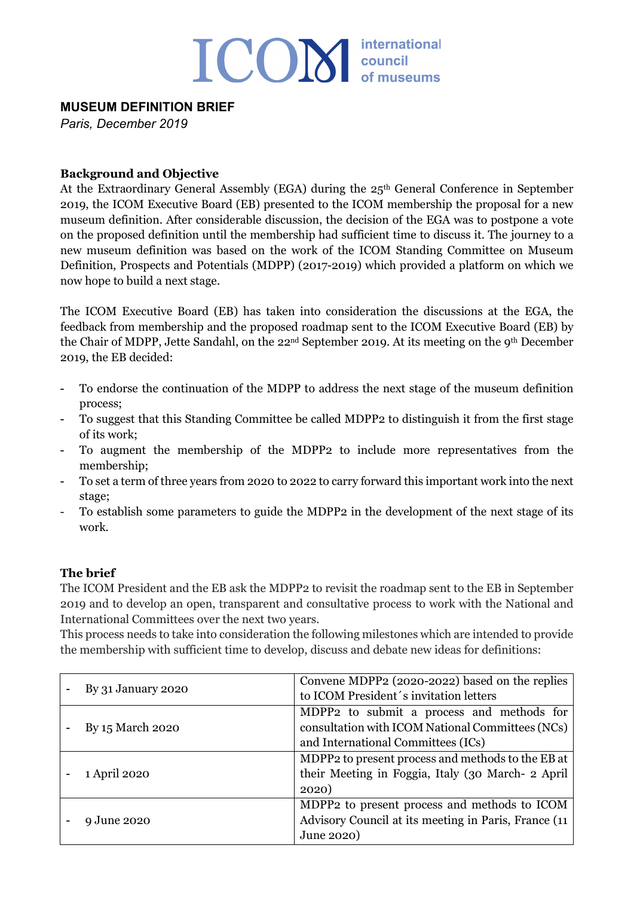ICOM international council of museums

## MUSEUM DEFINITION BRIEF

*Paris, December 2019*

### Background and Objective

At the Extraordinary General Assembly (EGA) during the 25th General Conference in September 2019, the ICOM Executive Board (EB) presented to the ICOM membership the proposal for a new museum definition. After considerable discussion, the decision of the EGA was to postpone a vote on the proposed definition until the membership had sufficient time to discuss it. The journey to a new museum definition was based on the work of the ICOM Standing Committee on Museum Definition, Prospects and Potentials (MDPP) (2017-2019) which provided a platform on which we now hope to build a next stage.

The ICOM Executive Board (EB) has taken into consideration the discussions at the EGA, the feedback from membership and the proposed roadmap sent to the ICOM Executive Board (EB) by the Chair of MDPP, Jette Sandahl, on the 22nd September 2019. At its meeting on the 9th December 2019, the EB decided:

- To endorse the continuation of the MDPP to address the next stage of the museum definition process;
- To suggest that this Standing Committee be called MDPP2 to distinguish it from the first stage of its work;
- To augment the membership of the MDPP2 to include more representatives from the membership;
- To set a term of three years from 2020 to 2022 to carry forward this important work into the next stage;
- To establish some parameters to guide the MDPP2 in the development of the next stage of its work.

### The brief

The ICOM President and the EB ask the MDPP2 to revisit the roadmap sent to the EB in September 2019 and to develop an open, transparent and consultative process to work with the National and International Committees over the next two years.

This process needs to take into consideration the following milestones which are intended to provide the membership with sufficient time to develop, discuss and debate new ideas for definitions:

| | |
|---|---|
| - By 31 January 2020 | Convene MDPP2 (2020-2022) based on the replies to ICOM President´s invitation letters |
| - By 15 March 2020 | MDPP2 to submit a process and methods for consultation with ICOM National Committees (NCs) and International Committees (ICs) |
| - 1 April 2020 | MDPP2 to present process and methods to the EB at their Meeting in Foggia, Italy (30 March- 2 April 2020) |
| - 9 June 2020 | MDPP2 to present process and methods to ICOM Advisory Council at its meeting in Paris, France (11 June 2020) |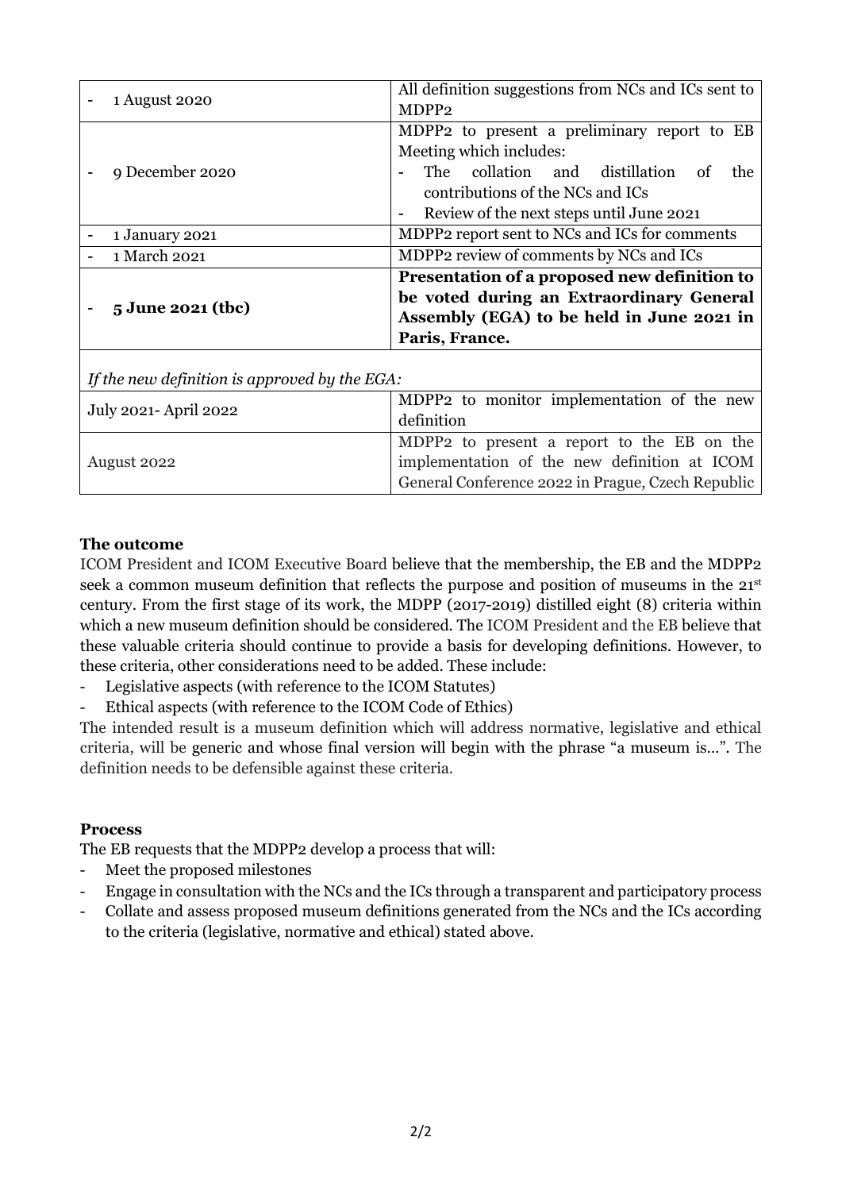| | |
|---|---|
| - 1 August 2020 | All definition suggestions from NCs and ICs sent to MDPP2 |
| - 9 December 2020 | MDPP2 to present a preliminary report to EB Meeting which includes:<br>- The collation and distillation of the contributions of the NCs and ICs<br>- Review of the next steps until June 2021 |
| - 1 January 2021 | MDPP2 report sent to NCs and ICs for comments |
| - 1 March 2021 | MDPP2 review of comments by NCs and ICs |
| - **5 June 2021 (tbc)** | **Presentation of a proposed new definition to be voted during an Extraordinary General Assembly (EGA) to be held in June 2021 in Paris, France.** |
| *If the new definition is approved by the EGA:* | |
| July 2021- April 2022 | MDPP2 to monitor implementation of the new definition |
| August 2022 | MDPP2 to present a report to the EB on the implementation of the new definition at ICOM General Conference 2022 in Prague, Czech Republic |

**The outcome**

ICOM President and ICOM Executive Board believe that the membership, the EB and the MDPP2 seek a common museum definition that reflects the purpose and position of museums in the 21st century. From the first stage of its work, the MDPP (2017-2019) distilled eight (8) criteria within which a new museum definition should be considered. The ICOM President and the EB believe that these valuable criteria should continue to provide a basis for developing definitions. However, to these criteria, other considerations need to be added. These include:

- Legislative aspects (with reference to the ICOM Statutes)
- Ethical aspects (with reference to the ICOM Code of Ethics)

The intended result is a museum definition which will address normative, legislative and ethical criteria, will be generic and whose final version will begin with the phrase "a museum is…". The definition needs to be defensible against these criteria.

**Process**

The EB requests that the MDPP2 develop a process that will:

- Meet the proposed milestones
- Engage in consultation with the NCs and the ICs through a transparent and participatory process
- Collate and assess proposed museum definitions generated from the NCs and the ICs according to the criteria (legislative, normative and ethical) stated above.